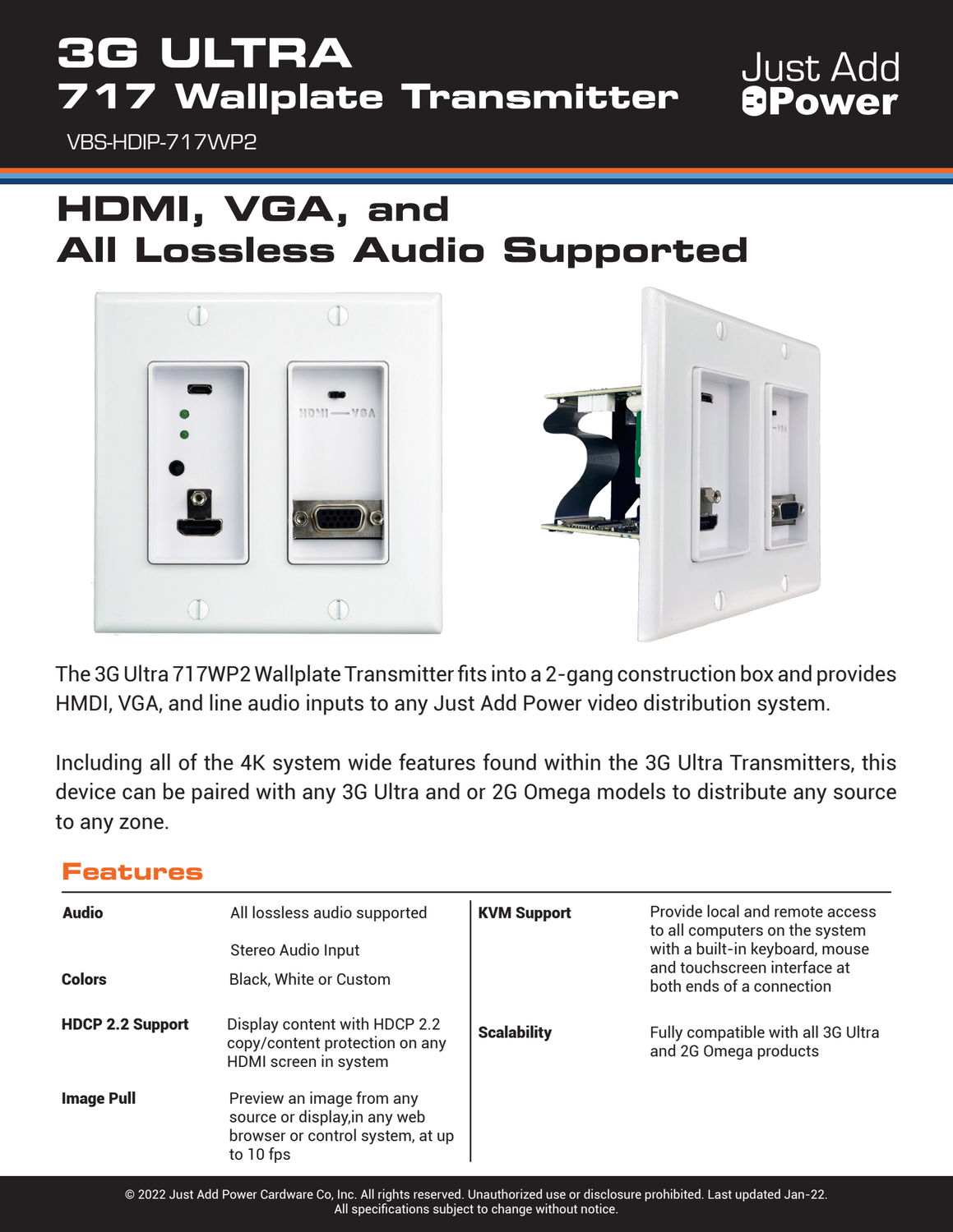# 3G ULTRA
## 717 Wallplate Transmitter

VBS-HDIP-717WP2

Just Add Power

# HDMI, VGA, and All Lossless Audio Supported

The 3G Ultra 717WP2 Wallplate Transmitter fits into a 2-gang construction box and provides HMDI, VGA, and line audio inputs to any Just Add Power video distribution system.

Including all of the 4K system wide features found within the 3G Ultra Transmitters, this device can be paired with any 3G Ultra and or 2G Omega models to distribute any source to any zone.

## Features

| | |
|---|---|
| **Audio** | All lossless audio supported<br><br>Stereo Audio Input |
| **Colors** | Black, White or Custom |
| **HDCP 2.2 Support** | Display content with HDCP 2.2 copy/content protection on any HDMI screen in system |
| **Image Pull** | Preview an image from any source or display,in any web browser or control system, at up to 10 fps |
| **KVM Support** | Provide local and remote access to all computers on the system with a built-in keyboard, mouse and touchscreen interface at both ends of a connection |
| **Scalability** | Fully compatible with all 3G Ultra and 2G Omega products |

© 2022 Just Add Power Cardware Co, Inc. All rights reserved. Unauthorized use or disclosure prohibited. Last updated Jan-22.
All specifications subject to change without notice.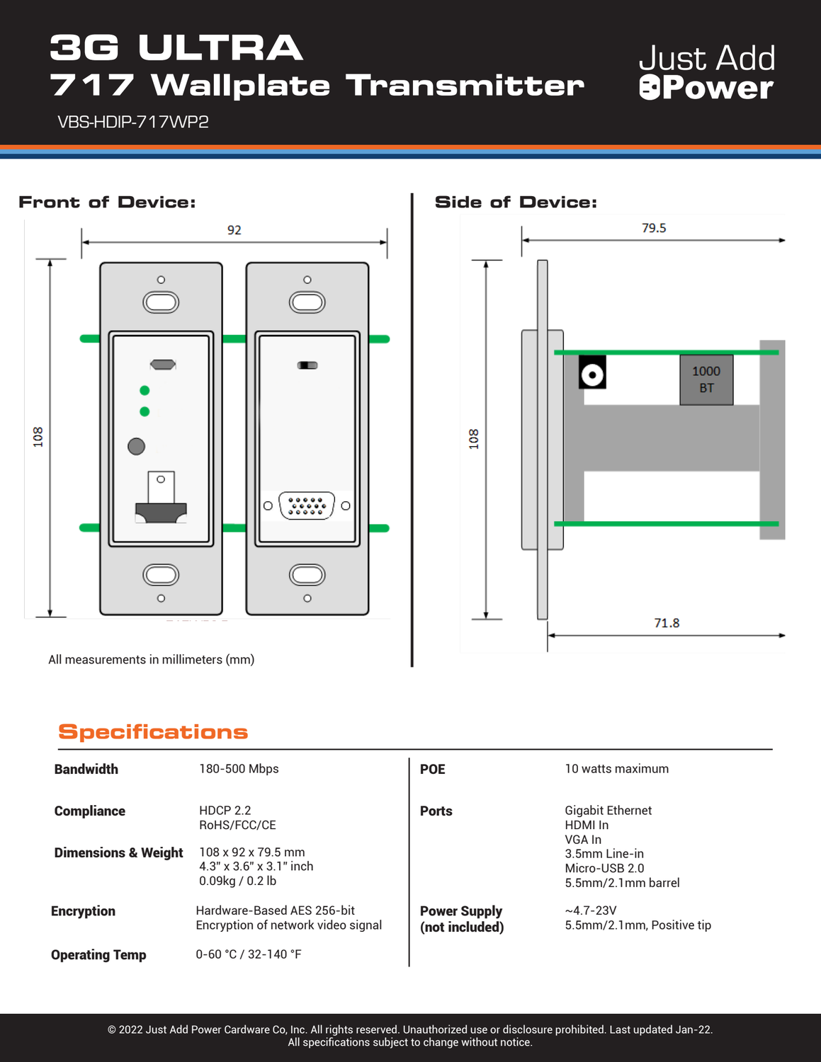# 3G ULTRA 717 Wallplate Transmitter

VBS-HDIP-717WP2

Just Add Power

## Front of Device:

92

108

All measurements in millimeters (mm)

## Side of Device:

79.5

108

1000 BT

71.8

## Specifications

| | | | |
|---|---|---|---|
| **Bandwidth** | 180-500 Mbps | **POE** | 10 watts maximum |
| **Compliance** | HDCP 2.2<br>RoHS/FCC/CE | **Ports** | Gigabit Ethernet<br>HDMI In<br>VGA In<br>3.5mm Line-in<br>Micro-USB 2.0<br>5.5mm/2.1mm barrel |
| **Dimensions & Weight** | 108 x 92 x 79.5 mm<br>4.3" x 3.6" x 3.1" inch<br>0.09kg / 0.2 lb | | |
| **Encryption** | Hardware-Based AES 256-bit<br>Encryption of network video signal | **Power Supply (not included)** | ~4.7-23V<br>5.5mm/2.1mm, Positive tip |
| **Operating Temp** | 0-60 °C / 32-140 °F | | |

© 2022 Just Add Power Cardware Co, Inc. All rights reserved. Unauthorized use or disclosure prohibited. Last updated Jan-22.
All specifications subject to change without notice.